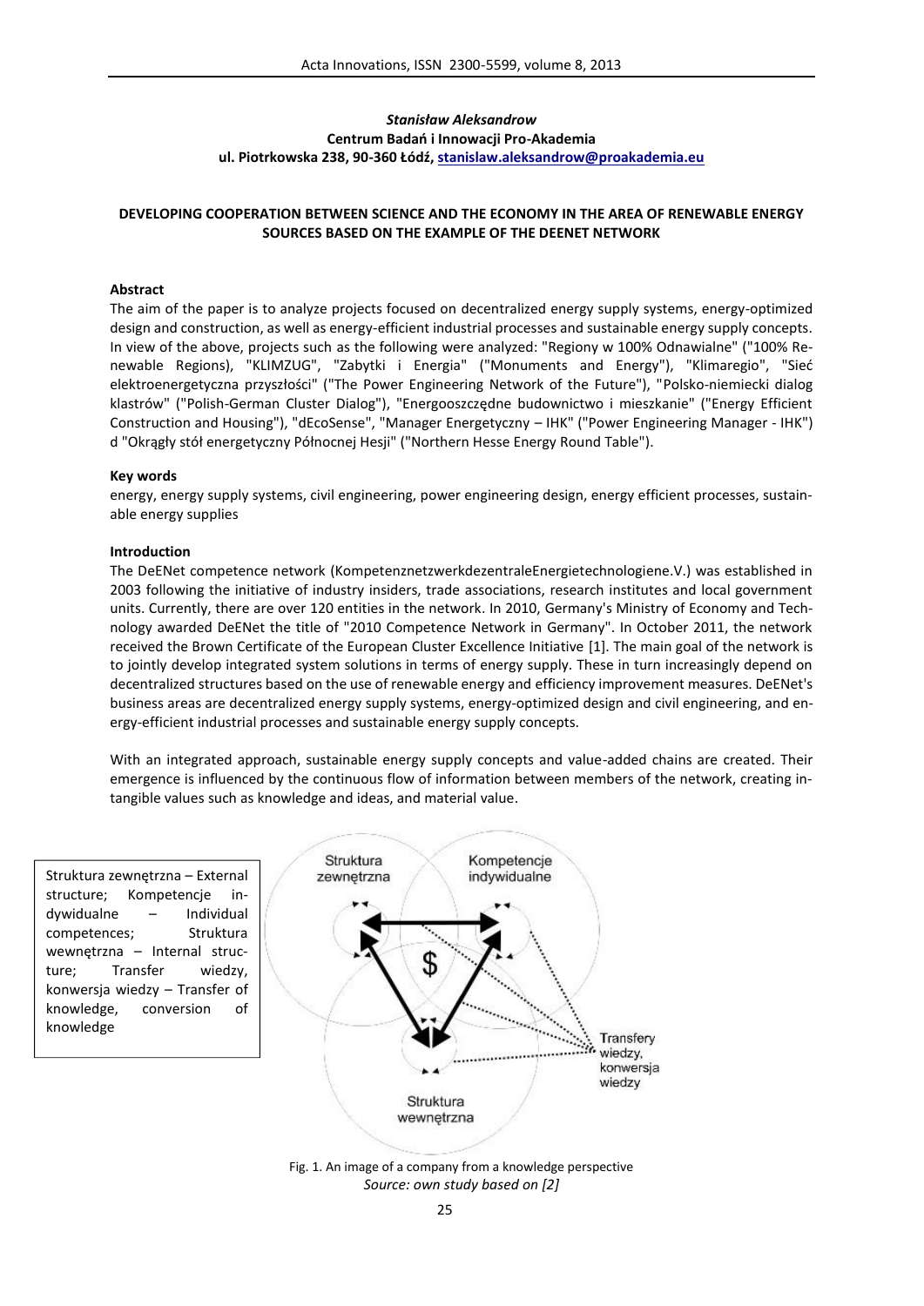*Stanisław Aleksandrow*
**Centrum Badań i Innowacji Pro-Akademia**
**ul. Piotrkowska 238, 90-360 Łódź, stanislaw.aleksandrow@proakademia.eu**

# DEVELOPING COOPERATION BETWEEN SCIENCE AND THE ECONOMY IN THE AREA OF RENEWABLE ENERGY SOURCES BASED ON THE EXAMPLE OF THE DEENET NETWORK

## Abstract

The aim of the paper is to analyze projects focused on decentralized energy supply systems, energy-optimized design and construction, as well as energy-efficient industrial processes and sustainable energy supply concepts. In view of the above, projects such as the following were analyzed: "Regiony w 100% Odnawialne" ("100% Renewable Regions), "KLIMZUG", "Zabytki i Energia" ("Monuments and Energy"), "Klimaregio", "Sieć elektroenergetyczna przyszłości" ("The Power Engineering Network of the Future"), "Polsko-niemiecki dialog klastrów" ("Polish-German Cluster Dialog"), "Energooszczędne budownictwo i mieszkanie" ("Energy Efficient Construction and Housing"), "dEcoSense", "Manager Energetyczny – IHK" ("Power Engineering Manager - IHK") d "Okrągły stół energetyczny Północnej Hesji" ("Northern Hesse Energy Round Table").

## Key words

energy, energy supply systems, civil engineering, power engineering design, energy efficient processes, sustainable energy supplies

## Introduction

The DeENet competence network (KompetenznetzwerkdezentraleEnergietechnologiene.V.) was established in 2003 following the initiative of industry insiders, trade associations, research institutes and local government units. Currently, there are over 120 entities in the network. In 2010, Germany's Ministry of Economy and Technology awarded DeENet the title of "2010 Competence Network in Germany". In October 2011, the network received the Brown Certificate of the European Cluster Excellence Initiative [1]. The main goal of the network is to jointly develop integrated system solutions in terms of energy supply. These in turn increasingly depend on decentralized structures based on the use of renewable energy and efficiency improvement measures. DeENet's business areas are decentralized energy supply systems, energy-optimized design and civil engineering, and energy-efficient industrial processes and sustainable energy supply concepts.

With an integrated approach, sustainable energy supply concepts and value-added chains are created. Their emergence is influenced by the continuous flow of information between members of the network, creating intangible values such as knowledge and ideas, and material value.

Struktura zewnętrzna – External structure; Kompetencje indywidualne – Individual competences; Struktura wewnętrzna – Internal structure; Transfer wiedzy, konwersja wiedzy – Transfer of knowledge, conversion of knowledge

Fig. 1. An image of a company from a knowledge perspective
*Source: own study based on [2]*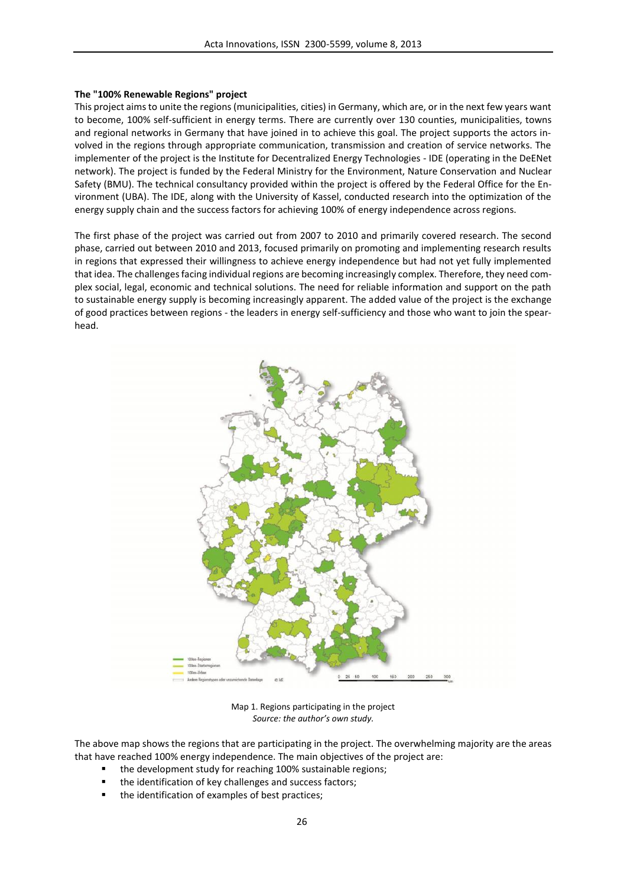**The "100% Renewable Regions" project**

This project aims to unite the regions (municipalities, cities) in Germany, which are, or in the next few years want to become, 100% self-sufficient in energy terms. There are currently over 130 counties, municipalities, towns and regional networks in Germany that have joined in to achieve this goal. The project supports the actors involved in the regions through appropriate communication, transmission and creation of service networks. The implementer of the project is the Institute for Decentralized Energy Technologies - IDE (operating in the DeENet network). The project is funded by the Federal Ministry for the Environment, Nature Conservation and Nuclear Safety (BMU). The technical consultancy provided within the project is offered by the Federal Office for the Environment (UBA). The IDE, along with the University of Kassel, conducted research into the optimization of the energy supply chain and the success factors for achieving 100% of energy independence across regions.

The first phase of the project was carried out from 2007 to 2010 and primarily covered research. The second phase, carried out between 2010 and 2013, focused primarily on promoting and implementing research results in regions that expressed their willingness to achieve energy independence but had not yet fully implemented that idea. The challenges facing individual regions are becoming increasingly complex. Therefore, they need complex social, legal, economic and technical solutions. The need for reliable information and support on the path to sustainable energy supply is becoming increasingly apparent. The added value of the project is the exchange of good practices between regions - the leaders in energy self-sufficiency and those who want to join the spearhead.

Map 1. Regions participating in the project
*Source: the author's own study.*

The above map shows the regions that are participating in the project. The overwhelming majority are the areas that have reached 100% energy independence. The main objectives of the project are:

- the development study for reaching 100% sustainable regions;
- the identification of key challenges and success factors;
- the identification of examples of best practices;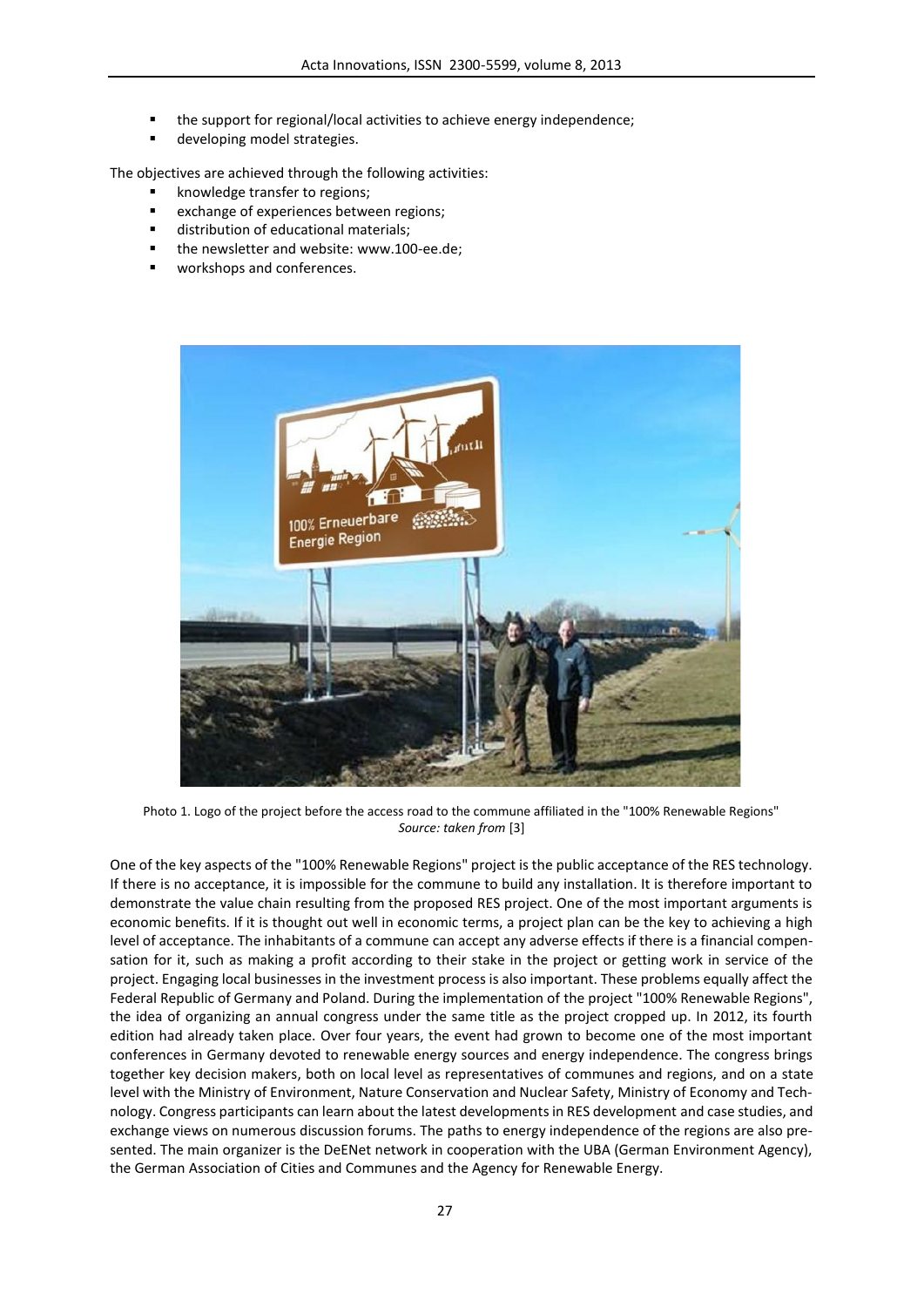- the support for regional/local activities to achieve energy independence;
- developing model strategies.

The objectives are achieved through the following activities:

- knowledge transfer to regions;
- exchange of experiences between regions;
- distribution of educational materials;
- the newsletter and website: www.100-ee.de;
- workshops and conferences.

Photo 1. Logo of the project before the access road to the commune affiliated in the "100% Renewable Regions"
*Source: taken from* [3]

One of the key aspects of the "100% Renewable Regions" project is the public acceptance of the RES technology. If there is no acceptance, it is impossible for the commune to build any installation. It is therefore important to demonstrate the value chain resulting from the proposed RES project. One of the most important arguments is economic benefits. If it is thought out well in economic terms, a project plan can be the key to achieving a high level of acceptance. The inhabitants of a commune can accept any adverse effects if there is a financial compensation for it, such as making a profit according to their stake in the project or getting work in service of the project. Engaging local businesses in the investment process is also important. These problems equally affect the Federal Republic of Germany and Poland. During the implementation of the project "100% Renewable Regions", the idea of organizing an annual congress under the same title as the project cropped up. In 2012, its fourth edition had already taken place. Over four years, the event had grown to become one of the most important conferences in Germany devoted to renewable energy sources and energy independence. The congress brings together key decision makers, both on local level as representatives of communes and regions, and on a state level with the Ministry of Environment, Nature Conservation and Nuclear Safety, Ministry of Economy and Technology. Congress participants can learn about the latest developments in RES development and case studies, and exchange views on numerous discussion forums. The paths to energy independence of the regions are also presented. The main organizer is the DeENet network in cooperation with the UBA (German Environment Agency), the German Association of Cities and Communes and the Agency for Renewable Energy.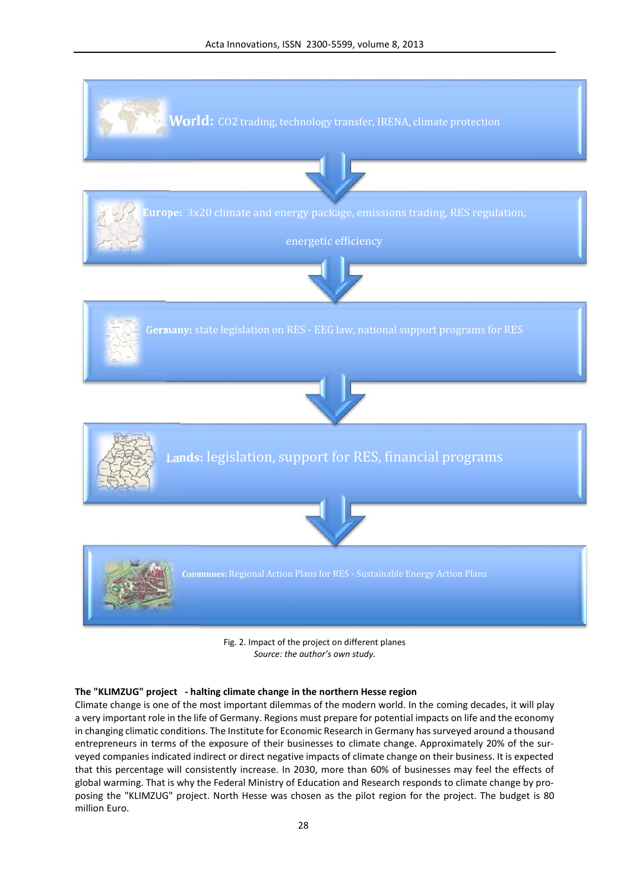World: CO2 trading, technology transfer, IRENA, climate protection

Europe: 3x20 climate and energy package, emissions trading, RES regulation, energetic efficiency

Germany: state legislation on RES - EEG law, national support programs for RES

Lands: legislation, support for RES, financial programs

Communes: Regional Action Plans for RES - Sustainable Energy Action Plans

Fig. 2. Impact of the project on different planes
*Source: the author's own study.*

**The "KLIMZUG" project - halting climate change in the northern Hesse region**

Climate change is one of the most important dilemmas of the modern world. In the coming decades, it will play a very important role in the life of Germany. Regions must prepare for potential impacts on life and the economy in changing climatic conditions. The Institute for Economic Research in Germany has surveyed around a thousand entrepreneurs in terms of the exposure of their businesses to climate change. Approximately 20% of the surveyed companies indicated indirect or direct negative impacts of climate change on their business. It is expected that this percentage will consistently increase. In 2030, more than 60% of businesses may feel the effects of global warming. That is why the Federal Ministry of Education and Research responds to climate change by proposing the "KLIMZUG" project. North Hesse was chosen as the pilot region for the project. The budget is 80 million Euro.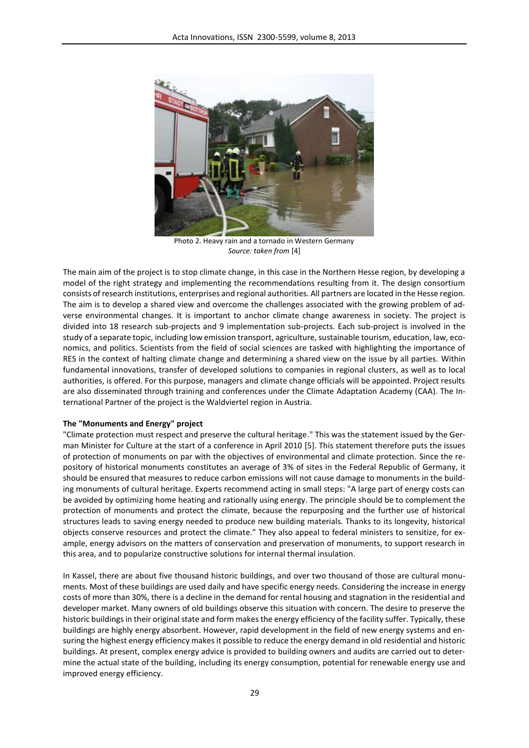Photo 2. Heavy rain and a tornado in Western Germany
*Source: taken from* [4]

The main aim of the project is to stop climate change, in this case in the Northern Hesse region, by developing a model of the right strategy and implementing the recommendations resulting from it. The design consortium consists of research institutions, enterprises and regional authorities. All partners are located in the Hesse region. The aim is to develop a shared view and overcome the challenges associated with the growing problem of adverse environmental changes. It is important to anchor climate change awareness in society. The project is divided into 18 research sub-projects and 9 implementation sub-projects. Each sub-project is involved in the study of a separate topic, including low emission transport, agriculture, sustainable tourism, education, law, economics, and politics. Scientists from the field of social sciences are tasked with highlighting the importance of RES in the context of halting climate change and determining a shared view on the issue by all parties. Within fundamental innovations, transfer of developed solutions to companies in regional clusters, as well as to local authorities, is offered. For this purpose, managers and climate change officials will be appointed. Project results are also disseminated through training and conferences under the Climate Adaptation Academy (CAA). The International Partner of the project is the Waldviertel region in Austria.

**The "Monuments and Energy" project**

"Climate protection must respect and preserve the cultural heritage." This was the statement issued by the German Minister for Culture at the start of a conference in April 2010 [5]. This statement therefore puts the issues of protection of monuments on par with the objectives of environmental and climate protection. Since the repository of historical monuments constitutes an average of 3% of sites in the Federal Republic of Germany, it should be ensured that measures to reduce carbon emissions will not cause damage to monuments in the building monuments of cultural heritage. Experts recommend acting in small steps: "A large part of energy costs can be avoided by optimizing home heating and rationally using energy. The principle should be to complement the protection of monuments and protect the climate, because the repurposing and the further use of historical structures leads to saving energy needed to produce new building materials. Thanks to its longevity, historical objects conserve resources and protect the climate." They also appeal to federal ministers to sensitize, for example, energy advisors on the matters of conservation and preservation of monuments, to support research in this area, and to popularize constructive solutions for internal thermal insulation.

In Kassel, there are about five thousand historic buildings, and over two thousand of those are cultural monuments. Most of these buildings are used daily and have specific energy needs. Considering the increase in energy costs of more than 30%, there is a decline in the demand for rental housing and stagnation in the residential and developer market. Many owners of old buildings observe this situation with concern. The desire to preserve the historic buildings in their original state and form makes the energy efficiency of the facility suffer. Typically, these buildings are highly energy absorbent. However, rapid development in the field of new energy systems and ensuring the highest energy efficiency makes it possible to reduce the energy demand in old residential and historic buildings. At present, complex energy advice is provided to building owners and audits are carried out to determine the actual state of the building, including its energy consumption, potential for renewable energy use and improved energy efficiency.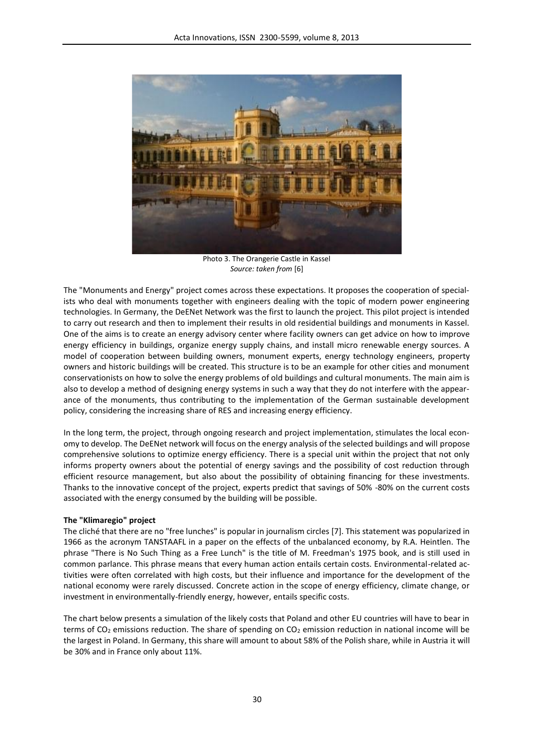Photo 3. The Orangerie Castle in Kassel
*Source: taken from* [6]

The "Monuments and Energy" project comes across these expectations. It proposes the cooperation of specialists who deal with monuments together with engineers dealing with the topic of modern power engineering technologies. In Germany, the DeENet Network was the first to launch the project. This pilot project is intended to carry out research and then to implement their results in old residential buildings and monuments in Kassel. One of the aims is to create an energy advisory center where facility owners can get advice on how to improve energy efficiency in buildings, organize energy supply chains, and install micro renewable energy sources. A model of cooperation between building owners, monument experts, energy technology engineers, property owners and historic buildings will be created. This structure is to be an example for other cities and monument conservationists on how to solve the energy problems of old buildings and cultural monuments. The main aim is also to develop a method of designing energy systems in such a way that they do not interfere with the appearance of the monuments, thus contributing to the implementation of the German sustainable development policy, considering the increasing share of RES and increasing energy efficiency.

In the long term, the project, through ongoing research and project implementation, stimulates the local economy to develop. The DeENet network will focus on the energy analysis of the selected buildings and will propose comprehensive solutions to optimize energy efficiency. There is a special unit within the project that not only informs property owners about the potential of energy savings and the possibility of cost reduction through efficient resource management, but also about the possibility of obtaining financing for these investments. Thanks to the innovative concept of the project, experts predict that savings of 50% -80% on the current costs associated with the energy consumed by the building will be possible.

**The "Klimaregio" project**

The cliché that there are no "free lunches" is popular in journalism circles [7]. This statement was popularized in 1966 as the acronym TANSTAAFL in a paper on the effects of the unbalanced economy, by R.A. Heintlen. The phrase "There is No Such Thing as a Free Lunch" is the title of M. Freedman's 1975 book, and is still used in common parlance. This phrase means that every human action entails certain costs. Environmental-related activities were often correlated with high costs, but their influence and importance for the development of the national economy were rarely discussed. Concrete action in the scope of energy efficiency, climate change, or investment in environmentally-friendly energy, however, entails specific costs.

The chart below presents a simulation of the likely costs that Poland and other EU countries will have to bear in terms of $CO_2$ emissions reduction. The share of spending on $CO_2$ emission reduction in national income will be the largest in Poland. In Germany, this share will amount to about 58% of the Polish share, while in Austria it will be 30% and in France only about 11%.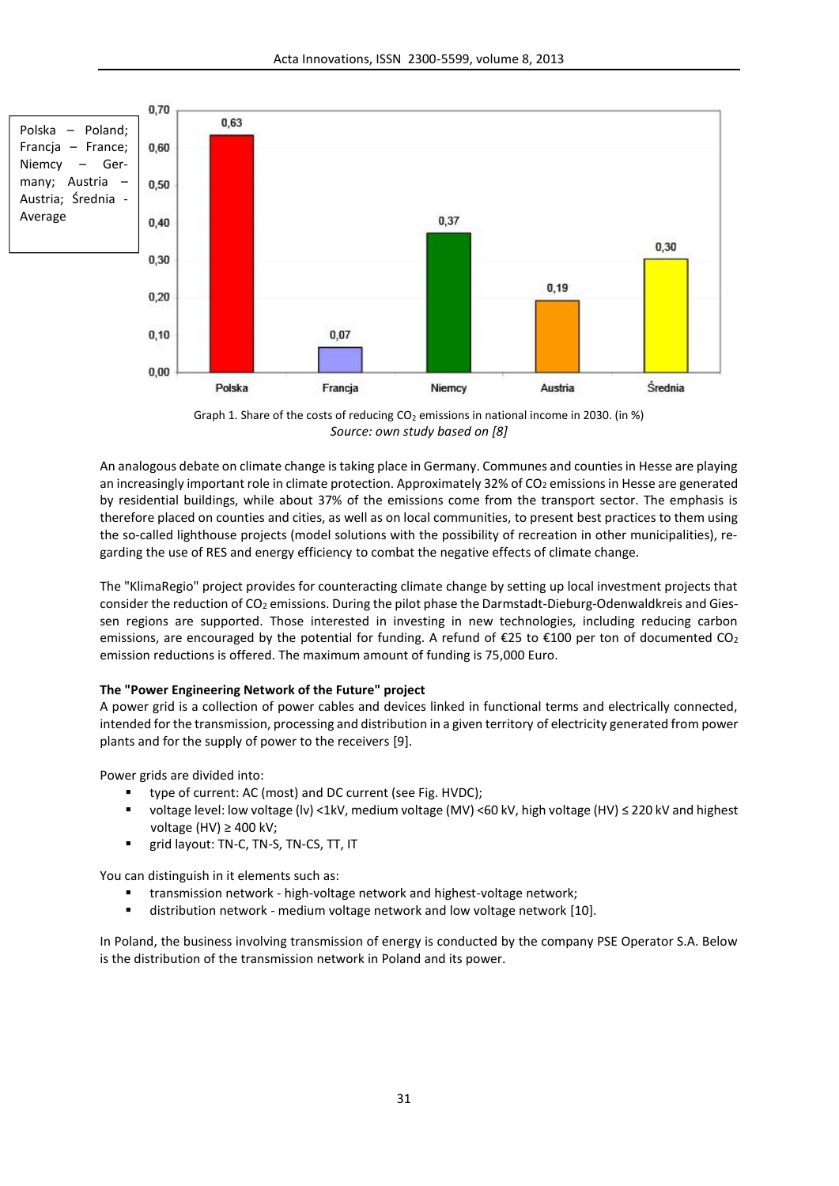Polska – Poland; Francja – France; Niemcy – Germany; Austria – Austria; Średnia - Average

| Polska | Francja | Niemcy | Austria | Średnia |
|---|---|---|---|---|
| 0,63 | 0,07 | 0,37 | 0,19 | 0,30 |

Graph 1. Share of the costs of reducing $CO_2$ emissions in national income in 2030. (in %)
*Source: own study based on [8]*

An analogous debate on climate change is taking place in Germany. Communes and counties in Hesse are playing an increasingly important role in climate protection. Approximately 32% of $CO_2$ emissions in Hesse are generated by residential buildings, while about 37% of the emissions come from the transport sector. The emphasis is therefore placed on counties and cities, as well as on local communities, to present best practices to them using the so-called lighthouse projects (model solutions with the possibility of recreation in other municipalities), regarding the use of RES and energy efficiency to combat the negative effects of climate change.

The "KlimaRegio" project provides for counteracting climate change by setting up local investment projects that consider the reduction of $CO_2$ emissions. During the pilot phase the Darmstadt-Dieburg-Odenwaldkreis and Giessen regions are supported. Those interested in investing in new technologies, including reducing carbon emissions, are encouraged by the potential for funding. A refund of €25 to €100 per ton of documented $CO_2$ emission reductions is offered. The maximum amount of funding is 75,000 Euro.

**The "Power Engineering Network of the Future" project**

A power grid is a collection of power cables and devices linked in functional terms and electrically connected, intended for the transmission, processing and distribution in a given territory of electricity generated from power plants and for the supply of power to the receivers [9].

Power grids are divided into:

- type of current: AC (most) and DC current (see Fig. HVDC);
- voltage level: low voltage (lv) <1kV, medium voltage (MV) <60 kV, high voltage (HV) ≤ 220 kV and highest voltage (HV) ≥ 400 kV;
- grid layout: TN-C, TN-S, TN-CS, TT, IT

You can distinguish in it elements such as:

- transmission network - high-voltage network and highest-voltage network;
- distribution network - medium voltage network and low voltage network [10].

In Poland, the business involving transmission of energy is conducted by the company PSE Operator S.A. Below is the distribution of the transmission network in Poland and its power.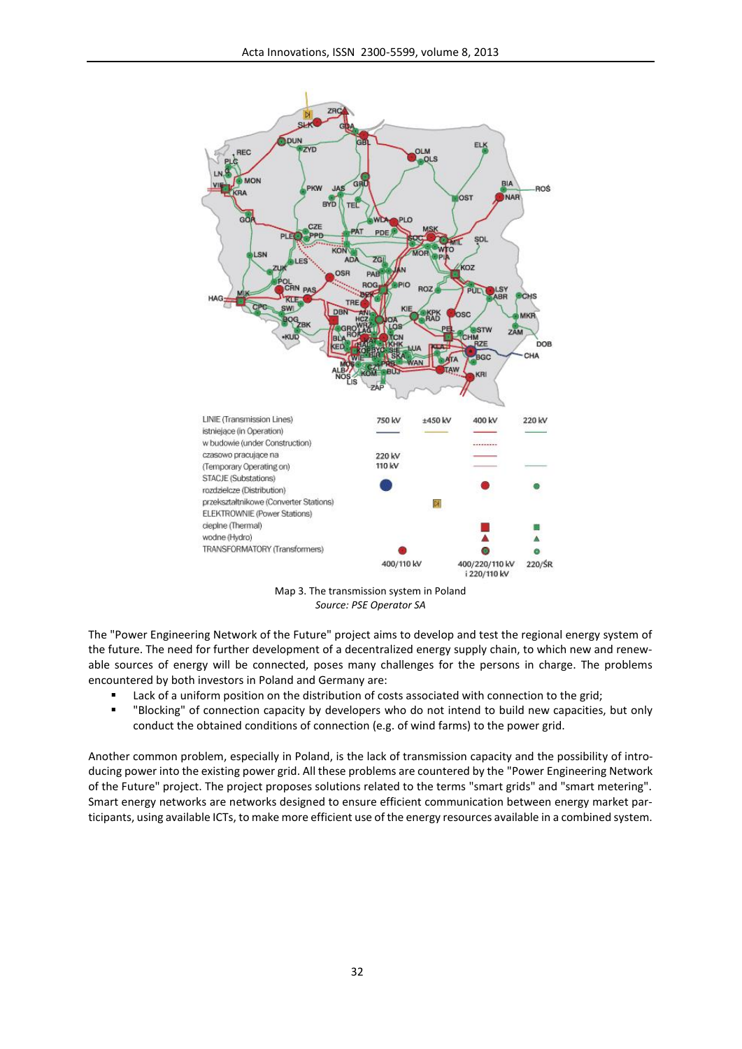Map 3. The transmission system in Poland

*Source: PSE Operator SA*

The "Power Engineering Network of the Future" project aims to develop and test the regional energy system of the future. The need for further development of a decentralized energy supply chain, to which new and renewable sources of energy will be connected, poses many challenges for the persons in charge. The problems encountered by both investors in Poland and Germany are:

- Lack of a uniform position on the distribution of costs associated with connection to the grid;
- "Blocking" of connection capacity by developers who do not intend to build new capacities, but only conduct the obtained conditions of connection (e.g. of wind farms) to the power grid.

Another common problem, especially in Poland, is the lack of transmission capacity and the possibility of introducing power into the existing power grid. All these problems are countered by the "Power Engineering Network of the Future" project. The project proposes solutions related to the terms "smart grids" and "smart metering". Smart energy networks are networks designed to ensure efficient communication between energy market participants, using available ICTs, to make more efficient use of the energy resources available in a combined system.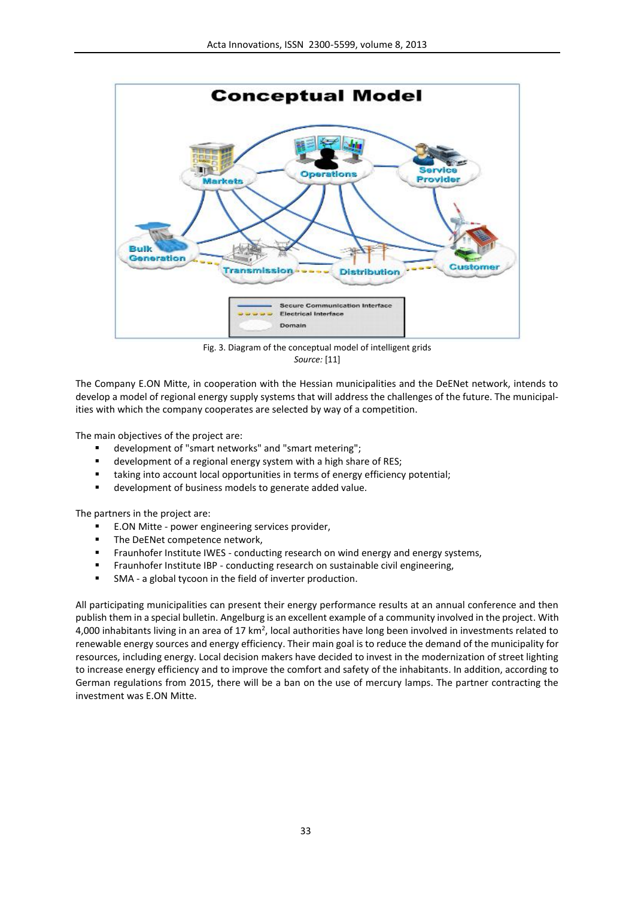Fig. 3. Diagram of the conceptual model of intelligent grids
*Source:* [11]

The Company E.ON Mitte, in cooperation with the Hessian municipalities and the DeENet network, intends to develop a model of regional energy supply systems that will address the challenges of the future. The municipalities with which the company cooperates are selected by way of a competition.

The main objectives of the project are:

- development of "smart networks" and "smart metering";
- development of a regional energy system with a high share of RES;
- taking into account local opportunities in terms of energy efficiency potential;
- development of business models to generate added value.

The partners in the project are:

- E.ON Mitte - power engineering services provider,
- The DeENet competence network,
- Fraunhofer Institute IWES - conducting research on wind energy and energy systems,
- Fraunhofer Institute IBP - conducting research on sustainable civil engineering,
- SMA - a global tycoon in the field of inverter production.

All participating municipalities can present their energy performance results at an annual conference and then publish them in a special bulletin. Angelburg is an excellent example of a community involved in the project. With 4,000 inhabitants living in an area of 17 km$^2$, local authorities have long been involved in investments related to renewable energy sources and energy efficiency. Their main goal is to reduce the demand of the municipality for resources, including energy. Local decision makers have decided to invest in the modernization of street lighting to increase energy efficiency and to improve the comfort and safety of the inhabitants. In addition, according to German regulations from 2015, there will be a ban on the use of mercury lamps. The partner contracting the investment was E.ON Mitte.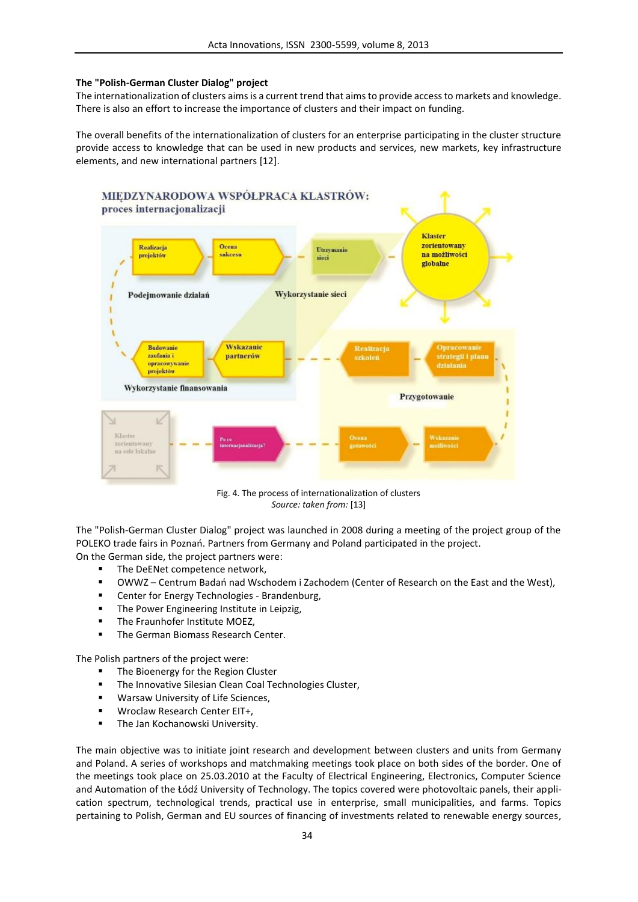### The "Polish-German Cluster Dialog" project

The internationalization of clusters aims is a current trend that aims to provide access to markets and knowledge. There is also an effort to increase the importance of clusters and their impact on funding.

The overall benefits of the internationalization of clusters for an enterprise participating in the cluster structure provide access to knowledge that can be used in new products and services, new markets, key infrastructure elements, and new international partners [12].

Fig. 4. The process of internationalization of clusters
*Source: taken from:* [13]

The "Polish-German Cluster Dialog" project was launched in 2008 during a meeting of the project group of the POLEKO trade fairs in Poznań. Partners from Germany and Poland participated in the project.
On the German side, the project partners were:

- The DeENet competence network,
- OWWZ – Centrum Badań nad Wschodem i Zachodem (Center of Research on the East and the West),
- Center for Energy Technologies - Brandenburg,
- The Power Engineering Institute in Leipzig,
- The Fraunhofer Institute MOEZ,
- The German Biomass Research Center.

The Polish partners of the project were:

- The Bioenergy for the Region Cluster
- The Innovative Silesian Clean Coal Technologies Cluster,
- Warsaw University of Life Sciences,
- Wroclaw Research Center EIT+,
- The Jan Kochanowski University.

The main objective was to initiate joint research and development between clusters and units from Germany and Poland. A series of workshops and matchmaking meetings took place on both sides of the border. One of the meetings took place on 25.03.2010 at the Faculty of Electrical Engineering, Electronics, Computer Science and Automation of the Łódź University of Technology. The topics covered were photovoltaic panels, their application spectrum, technological trends, practical use in enterprise, small municipalities, and farms. Topics pertaining to Polish, German and EU sources of financing of investments related to renewable energy sources,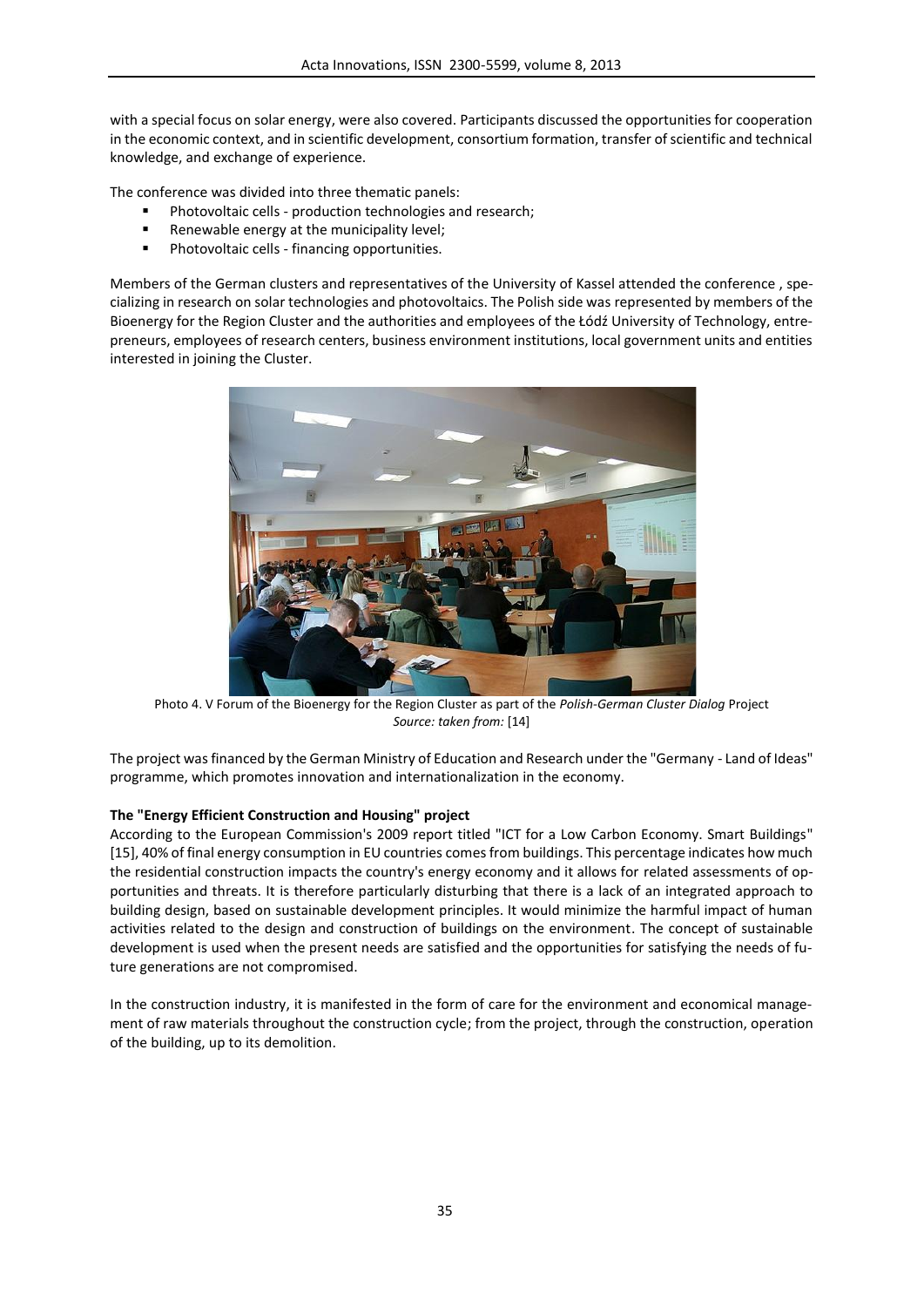with a special focus on solar energy, were also covered. Participants discussed the opportunities for cooperation in the economic context, and in scientific development, consortium formation, transfer of scientific and technical knowledge, and exchange of experience.

The conference was divided into three thematic panels:

- Photovoltaic cells - production technologies and research;
- Renewable energy at the municipality level;
- Photovoltaic cells - financing opportunities.

Members of the German clusters and representatives of the University of Kassel attended the conference , specializing in research on solar technologies and photovoltaics. The Polish side was represented by members of the Bioenergy for the Region Cluster and the authorities and employees of the Łódź University of Technology, entrepreneurs, employees of research centers, business environment institutions, local government units and entities interested in joining the Cluster.

Photo 4. V Forum of the Bioenergy for the Region Cluster as part of the *Polish-German Cluster Dialog* Project
*Source: taken from:* [14]

The project was financed by the German Ministry of Education and Research under the "Germany - Land of Ideas" programme, which promotes innovation and internationalization in the economy.

**The "Energy Efficient Construction and Housing" project**

According to the European Commission's 2009 report titled "ICT for a Low Carbon Economy. Smart Buildings" [15], 40% of final energy consumption in EU countries comes from buildings. This percentage indicates how much the residential construction impacts the country's energy economy and it allows for related assessments of opportunities and threats. It is therefore particularly disturbing that there is a lack of an integrated approach to building design, based on sustainable development principles. It would minimize the harmful impact of human activities related to the design and construction of buildings on the environment. The concept of sustainable development is used when the present needs are satisfied and the opportunities for satisfying the needs of future generations are not compromised.

In the construction industry, it is manifested in the form of care for the environment and economical management of raw materials throughout the construction cycle; from the project, through the construction, operation of the building, up to its demolition.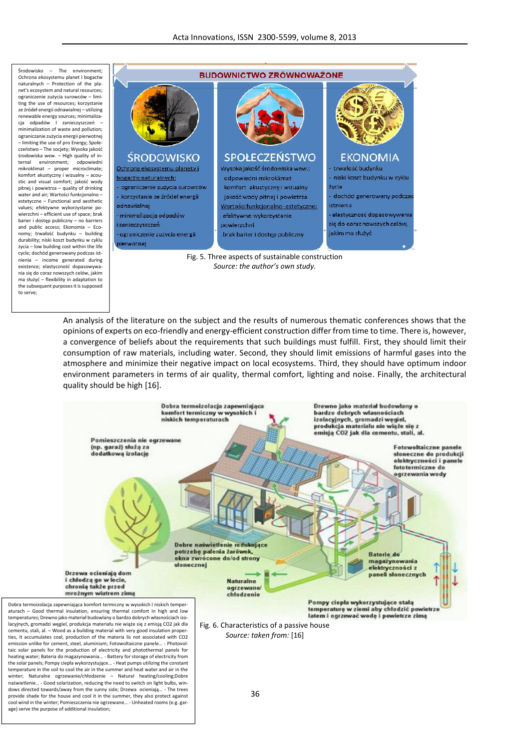Środowisko – The environment; Ochrona ekosystemu planet i bogactw naturalnych – Protection of the planet's ecosystem and natural resources; ograniczenie zużycia surowców – limiting the use of resources; korzystanie ze źródeł energii odnawialnej – utilizing renewable energy sources; minimalizacja odpadów i zanieczyszczeń – minimalization of waste and pollution; ograniczanie zużycia energii pierwotnej – limiting the use of pro Energy; Społeczeństwo – The socjety; Wysoka jakość środowiska wew. – High quality of internal environment; odpowiedni mikroklimat – proper microclimate; komfort akustyczny i wizualny – acoustic and visual comfort; jakość wody pitnej i powietrza – quality of drinking water and air; Wartości funkcjonalno – estetyczne – Functional and aesthetic values; efektywne wykorzystanie powierzchni – efficient use of space; brak barier i dostęp publiczny – no barriers and public access; Ekonomia – Economy; trwałość budynku – building durability; niski koszt budynku w cyklu życia – low building cost within the life cycle; dochód generowany podczas istnienia – income generated during existence; elastyczność dopasowywania się do coraz nowszych celów, jakim ma służyć – flexibility in adaptation to the subsequent purposes it is supposed to serve;

BUDOWNICTWO ZRÓWNOWAŻONE

ŚRODOWISKO
Ochrona ekosystemu planety i bogactw naturalnych:
- ograniczenie zużycia surowców
- korzystanie ze źródeł energii odnawialnej
- minimalizacja odpadów i zanieczyszczeń
- ograniczenie zużycia energii pierwotnej

SPOŁECZEŃSTWO
Wysoka jakość środowiska wew.:
- odpowiedni mikroklimat
- komfort akustyczny i wizualny
- jakość wody pitnej i powietrza
Wartości funkcjonalno- estetyczne:
- efektywne wykorzystanie powierzchni
- brak barier i dostęp publiczny

EKONOMIA
- trwałość budynku
- niski koszt budynku w cyklu życia
- dochód generowany podczas istnienia
- elastyczność dopasowywania się do coraz nowszych celów, jakim ma służyć

Fig. 5. Three aspects of sustainable construction
*Source: the author's own study.*

An analysis of the literature on the subject and the results of numerous thematic conferences shows that the opinions of experts on eco-friendly and energy-efficient construction differ from time to time. There is, however, a convergence of beliefs about the requirements that such buildings must fulfill. First, they should limit their consumption of raw materials, including water. Second, they should limit emissions of harmful gases into the atmosphere and minimize their negative impact on local ecosystems. Third, they should have optimum indoor environment parameters in terms of air quality, thermal comfort, lighting and noise. Finally, the architectural quality should be high [16].

Dobra termoizolacja zapewniająca komfort termiczny w wysokich i niskich temperaturach

Drewno jako materiał budowlany o bardzo dobrych własnościach izolacyjnych, gromadzi węgiel, produkcja materiału nie wiąże się z emisją CO2 jak dla cementu, stali, al.

Pomieszczenia nie ogrzewane (np. garaż) służą za dodatkową izolację

Fotowoltaiczne panele słoneczne do produkcji elektryczności i panele fototermiczne do ogrzewania wody

Dobre naświetlenie redukujące potrzebę palenia żarówek, okna zwrócone do/od strony słonecznej

Baterie do magazynowania elektryczności z paneli słonecznych

Drzewa ocieniają dom i chłodzą go w lecie, chronią także przed mroźnym wiatrem zimą

Naturalne ogrzewanie/ chłodzenie

Pompy ciepła wykorzystujące stałą temperaturę w ziemi aby chłodzić powietrze latem i ogrzewać wodę i powietrze zimą

Dobra termoizolacja zapewniająca komfort termiczny w wysokich i niskich temperaturach – Good thermal insulation, ensuring thermal comfort in high and low temperatures; Drewno jako materiał budowlany o bardzo dobrych własnościach izolacyjnych, gromadzi węgiel, produkcja materiału nie wiąże się z emisją CO2 jak dla cementu, stali, al. – Wood as a building material with very good insulation properties, it accumulates coal, production of the materia lis not associated with CO2 emission unlike for cement, steel, aluminium; Fotowoltaiczne panele… - Photovoltaic solar panels for the production of electricity and photothermal panels for heating water; Bateria do magazynowania… - Battery for storage of electricity from the solar panels; Pompy ciepła wykorzystujące… - Heat pumps utilizing the constant temperature in the soil to cool the air in the summer and heat water and air in the winter; Naturalne ogrzewanie/chłodzenie – Natural heating/cooling; Dobre naświetlenie… - Good solarization, reducing the need to switch on light bulbs, windows directed towards/away from the sunny side; Drzewa ocieniają… - The trees provide shade for the house and cool it in the summer, they also protect against cool wind in the winter; Pomieszczenia nie ogrzewane… - Unheated rooms (e.g. garage) serve the purpose of additional insulation;

Fig. 6. Characteristics of a passive house
*Source: taken from:* [16]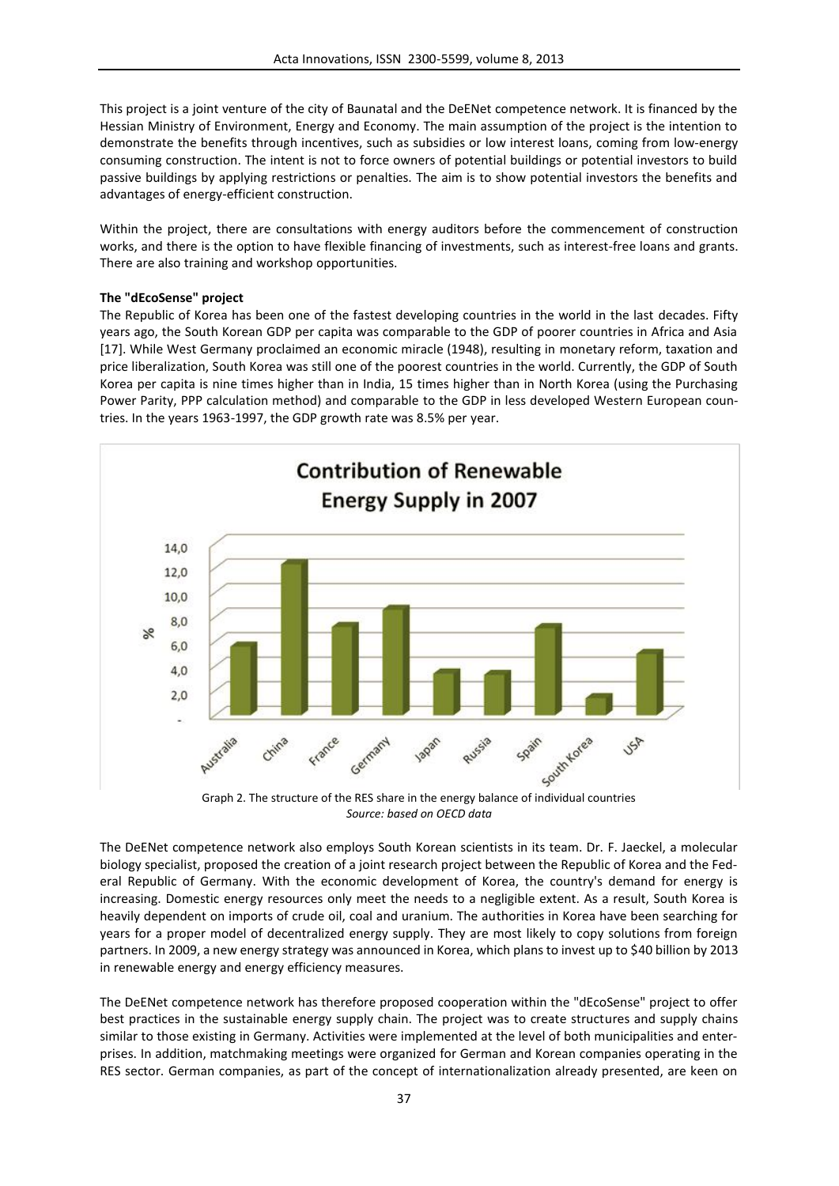This project is a joint venture of the city of Baunatal and the DeENet competence network. It is financed by the Hessian Ministry of Environment, Energy and Economy. The main assumption of the project is the intention to demonstrate the benefits through incentives, such as subsidies or low interest loans, coming from low-energy consuming construction. The intent is not to force owners of potential buildings or potential investors to build passive buildings by applying restrictions or penalties. The aim is to show potential investors the benefits and advantages of energy-efficient construction.

Within the project, there are consultations with energy auditors before the commencement of construction works, and there is the option to have flexible financing of investments, such as interest-free loans and grants. There are also training and workshop opportunities.

**The "dEcoSense" project**

The Republic of Korea has been one of the fastest developing countries in the world in the last decades. Fifty years ago, the South Korean GDP per capita was comparable to the GDP of poorer countries in Africa and Asia [17]. While West Germany proclaimed an economic miracle (1948), resulting in monetary reform, taxation and price liberalization, South Korea was still one of the poorest countries in the world. Currently, the GDP of South Korea per capita is nine times higher than in India, 15 times higher than in North Korea (using the Purchasing Power Parity, PPP calculation method) and comparable to the GDP in less developed Western European countries. In the years 1963-1997, the GDP growth rate was 8.5% per year.

Graph 2. The structure of the RES share in the energy balance of individual countries
*Source: based on OECD data*

The DeENet competence network also employs South Korean scientists in its team. Dr. F. Jaeckel, a molecular biology specialist, proposed the creation of a joint research project between the Republic of Korea and the Federal Republic of Germany. With the economic development of Korea, the country's demand for energy is increasing. Domestic energy resources only meet the needs to a negligible extent. As a result, South Korea is heavily dependent on imports of crude oil, coal and uranium. The authorities in Korea have been searching for years for a proper model of decentralized energy supply. They are most likely to copy solutions from foreign partners. In 2009, a new energy strategy was announced in Korea, which plans to invest up to $40 billion by 2013 in renewable energy and energy efficiency measures.

The DeENet competence network has therefore proposed cooperation within the "dEcoSense" project to offer best practices in the sustainable energy supply chain. The project was to create structures and supply chains similar to those existing in Germany. Activities were implemented at the level of both municipalities and enterprises. In addition, matchmaking meetings were organized for German and Korean companies operating in the RES sector. German companies, as part of the concept of internationalization already presented, are keen on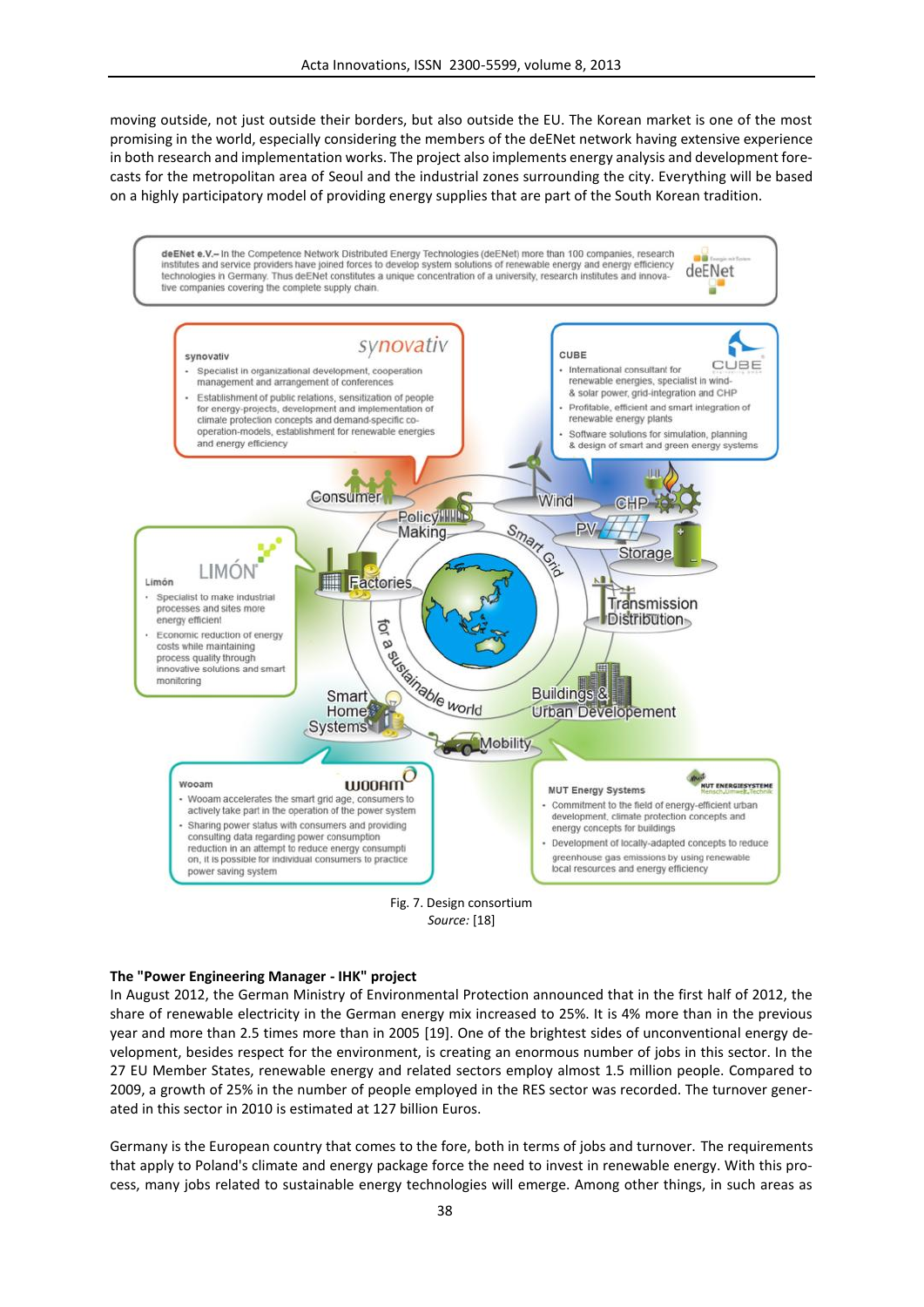moving outside, not just outside their borders, but also outside the EU. The Korean market is one of the most promising in the world, especially considering the members of the deENet network having extensive experience in both research and implementation works. The project also implements energy analysis and development forecasts for the metropolitan area of Seoul and the industrial zones surrounding the city. Everything will be based on a highly participatory model of providing energy supplies that are part of the South Korean tradition.

Fig. 7. Design consortium
*Source:* [18]

**The "Power Engineering Manager - IHK" project**

In August 2012, the German Ministry of Environmental Protection announced that in the first half of 2012, the share of renewable electricity in the German energy mix increased to 25%. It is 4% more than in the previous year and more than 2.5 times more than in 2005 [19]. One of the brightest sides of unconventional energy development, besides respect for the environment, is creating an enormous number of jobs in this sector. In the 27 EU Member States, renewable energy and related sectors employ almost 1.5 million people. Compared to 2009, a growth of 25% in the number of people employed in the RES sector was recorded. The turnover generated in this sector in 2010 is estimated at 127 billion Euros.

Germany is the European country that comes to the fore, both in terms of jobs and turnover. The requirements that apply to Poland's climate and energy package force the need to invest in renewable energy. With this process, many jobs related to sustainable energy technologies will emerge. Among other things, in such areas as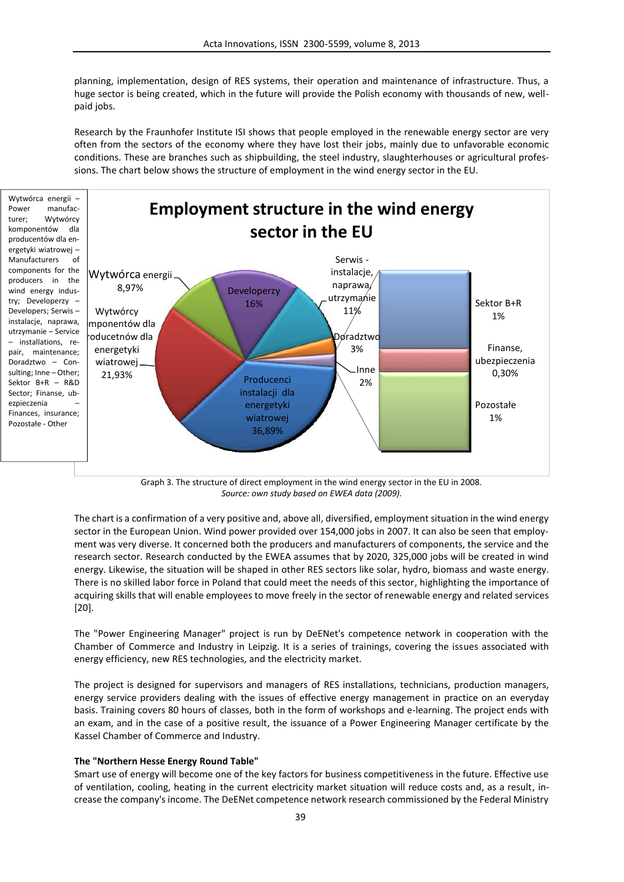planning, implementation, design of RES systems, their operation and maintenance of infrastructure. Thus, a huge sector is being created, which in the future will provide the Polish economy with thousands of new, well-paid jobs.

Research by the Fraunhofer Institute ISI shows that people employed in the renewable energy sector are very often from the sectors of the economy where they have lost their jobs, mainly due to unfavorable economic conditions. These are branches such as shipbuilding, the steel industry, slaughterhouses or agricultural professions. The chart below shows the structure of employment in the wind energy sector in the EU.

Wytwórca energii – Power manufacturer; Wytwórcy komponentów dla producentów dla energetyki wiatrowej – Manufacturers of components for the producers in the wind energy industry; Developerzy – Developers; Serwis – instalacje, naprawa, utrzymanie – Service – installations, repair, maintenance; Doradztwo – Consulting; Inne – Other; Sektor B+R – R&D Sector; Finanse, ubezpieczenia – Finances, insurance; Pozostałe - Other

**Employment structure in the wind energy sector in the EU**

| Category | Share |
|---|---|
| Producenci instalacji dla energetyki wiatrowej | 36,89% |
| Wytwórcy komponentów dla producentów dla energetyki wiatrowej | 21,93% |
| Developerzy | 16% |
| Serwis - instalacje, naprawa, utrzymanie | 11% |
| Wytwórca energii | 8,97% |
| Doradztwo | 3% |
| Inne | 2% |
| Sektor B+R | 1% |
| Finanse, ubezpieczenia | 0,30% |
| Pozostałe | 1% |

Graph 3. The structure of direct employment in the wind energy sector in the EU in 2008.
*Source: own study based on EWEA data (2009).*

The chart is a confirmation of a very positive and, above all, diversified, employment situation in the wind energy sector in the European Union. Wind power provided over 154,000 jobs in 2007. It can also be seen that employment was very diverse. It concerned both the producers and manufacturers of components, the service and the research sector. Research conducted by the EWEA assumes that by 2020, 325,000 jobs will be created in wind energy. Likewise, the situation will be shaped in other RES sectors like solar, hydro, biomass and waste energy. There is no skilled labor force in Poland that could meet the needs of this sector, highlighting the importance of acquiring skills that will enable employees to move freely in the sector of renewable energy and related services [20].

The "Power Engineering Manager" project is run by DeENet's competence network in cooperation with the Chamber of Commerce and Industry in Leipzig. It is a series of trainings, covering the issues associated with energy efficiency, new RES technologies, and the electricity market.

The project is designed for supervisors and managers of RES installations, technicians, production managers, energy service providers dealing with the issues of effective energy management in practice on an everyday basis. Training covers 80 hours of classes, both in the form of workshops and e-learning. The project ends with an exam, and in the case of a positive result, the issuance of a Power Engineering Manager certificate by the Kassel Chamber of Commerce and Industry.

**The "Northern Hesse Energy Round Table"**

Smart use of energy will become one of the key factors for business competitiveness in the future. Effective use of ventilation, cooling, heating in the current electricity market situation will reduce costs and, as a result, increase the company's income. The DeENet competence network research commissioned by the Federal Ministry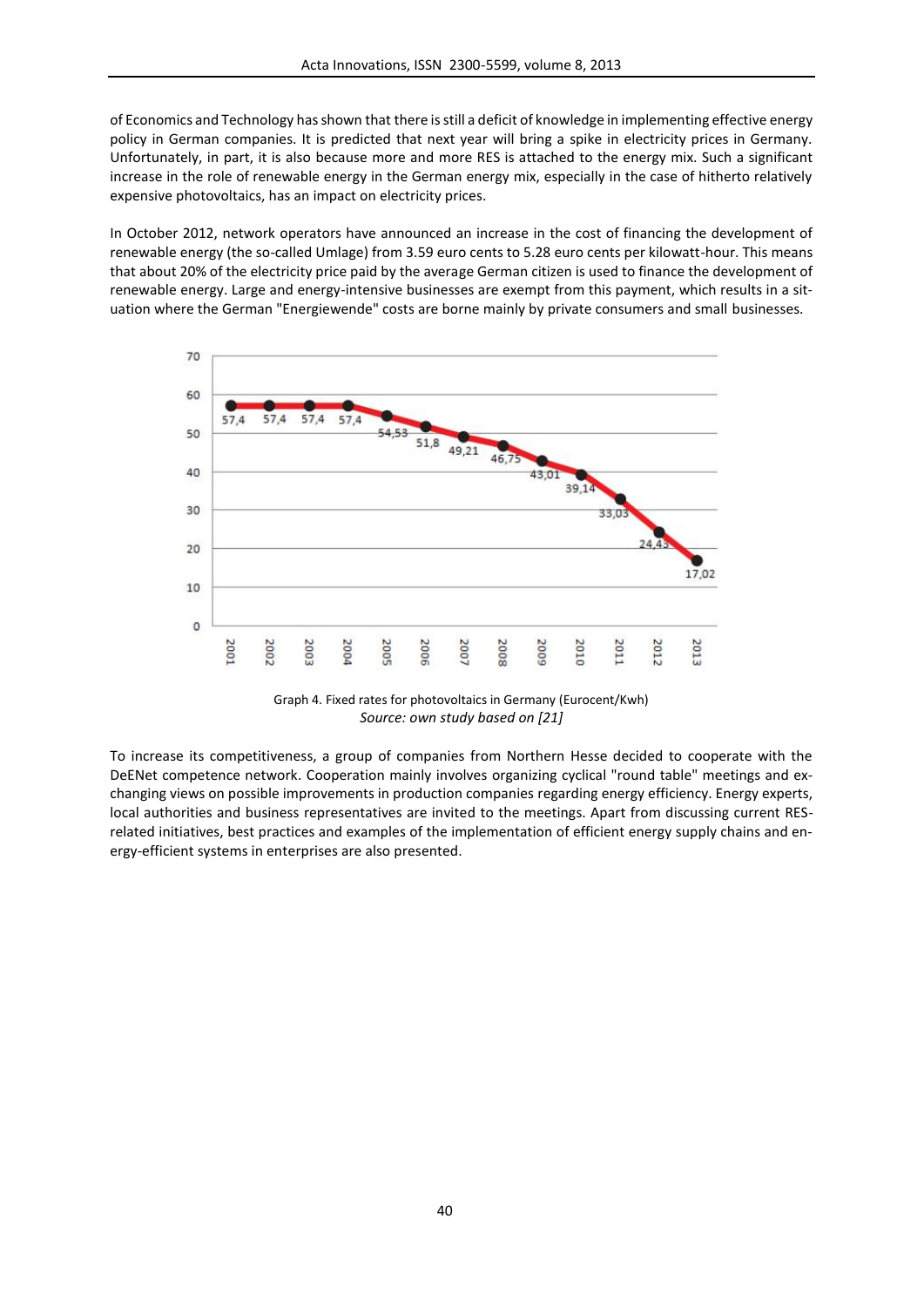of Economics and Technology has shown that there is still a deficit of knowledge in implementing effective energy policy in German companies. It is predicted that next year will bring a spike in electricity prices in Germany. Unfortunately, in part, it is also because more and more RES is attached to the energy mix. Such a significant increase in the role of renewable energy in the German energy mix, especially in the case of hitherto relatively expensive photovoltaics, has an impact on electricity prices.

In October 2012, network operators have announced an increase in the cost of financing the development of renewable energy (the so-called Umlage) from 3.59 euro cents to 5.28 euro cents per kilowatt-hour. This means that about 20% of the electricity price paid by the average German citizen is used to finance the development of renewable energy. Large and energy-intensive businesses are exempt from this payment, which results in a situation where the German "Energiewende" costs are borne mainly by private consumers and small businesses.

| Year | 2001 | 2002 | 2003 | 2004 | 2005 | 2006 | 2007 | 2008 | 2009 | 2010 | 2011 | 2012 | 2013 |
|---|---|---|---|---|---|---|---|---|---|---|---|---|---|
| Eurocent/Kwh | 57,4 | 57,4 | 57,4 | 57,4 | 54,53 | 51,8 | 49,21 | 46,75 | 43,01 | 39,14 | 33,03 | 24,43 | 17,02 |

Graph 4. Fixed rates for photovoltaics in Germany (Eurocent/Kwh)
*Source: own study based on [21]*

To increase its competitiveness, a group of companies from Northern Hesse decided to cooperate with the DeENet competence network. Cooperation mainly involves organizing cyclical "round table" meetings and exchanging views on possible improvements in production companies regarding energy efficiency. Energy experts, local authorities and business representatives are invited to the meetings. Apart from discussing current RES-related initiatives, best practices and examples of the implementation of efficient energy supply chains and energy-efficient systems in enterprises are also presented.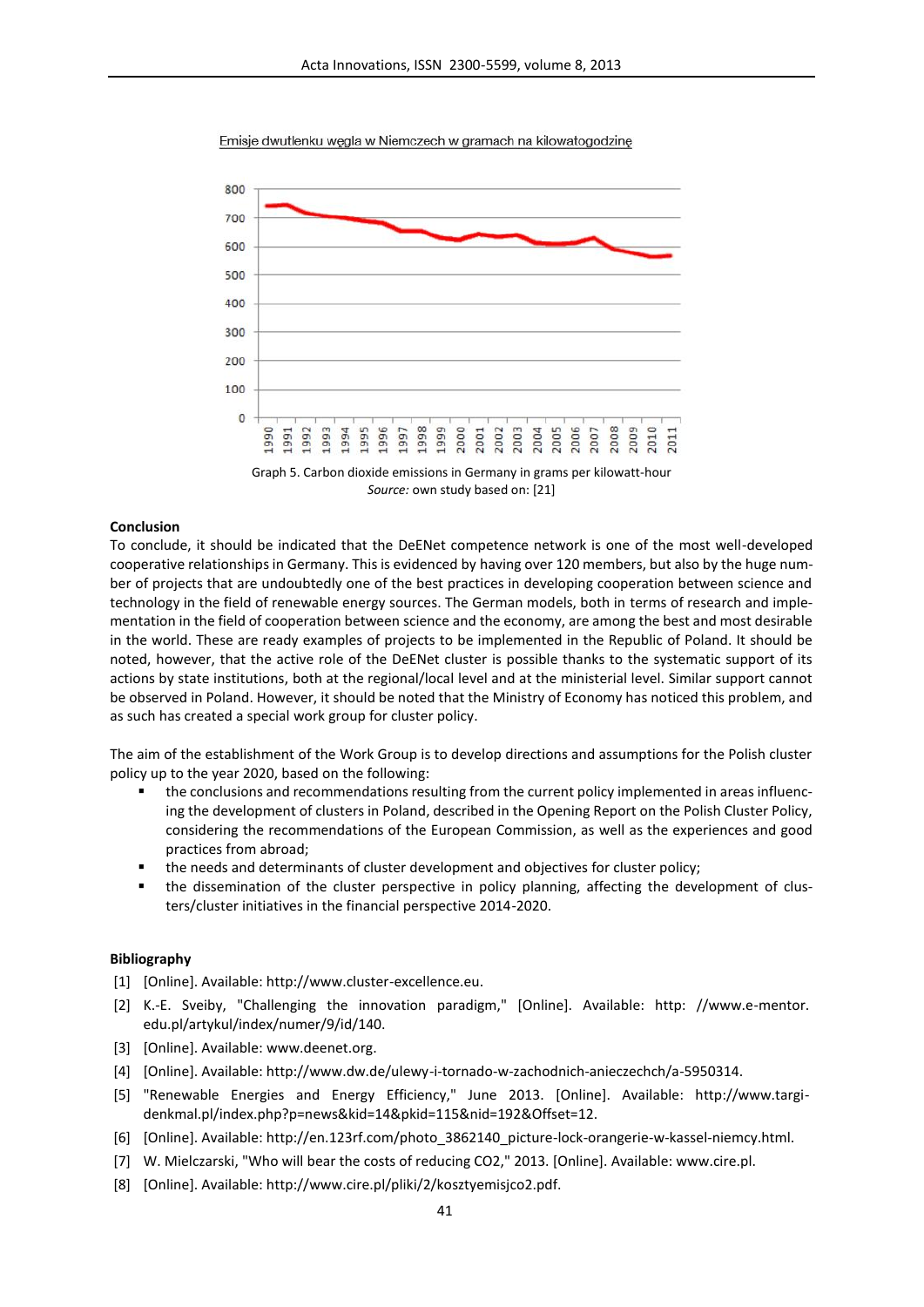Emisje dwutlenku węgla w Niemczech w gramach na kilowatogodzinę

Graph 5. Carbon dioxide emissions in Germany in grams per kilowatt-hour
*Source:* own study based on: [21]

**Conclusion**

To conclude, it should be indicated that the DeENet competence network is one of the most well-developed cooperative relationships in Germany. This is evidenced by having over 120 members, but also by the huge number of projects that are undoubtedly one of the best practices in developing cooperation between science and technology in the field of renewable energy sources. The German models, both in terms of research and implementation in the field of cooperation between science and the economy, are among the best and most desirable in the world. These are ready examples of projects to be implemented in the Republic of Poland. It should be noted, however, that the active role of the DeENet cluster is possible thanks to the systematic support of its actions by state institutions, both at the regional/local level and at the ministerial level. Similar support cannot be observed in Poland. However, it should be noted that the Ministry of Economy has noticed this problem, and as such has created a special work group for cluster policy.

The aim of the establishment of the Work Group is to develop directions and assumptions for the Polish cluster policy up to the year 2020, based on the following:

- the conclusions and recommendations resulting from the current policy implemented in areas influencing the development of clusters in Poland, described in the Opening Report on the Polish Cluster Policy, considering the recommendations of the European Commission, as well as the experiences and good practices from abroad;
- the needs and determinants of cluster development and objectives for cluster policy;
- the dissemination of the cluster perspective in policy planning, affecting the development of clusters/cluster initiatives in the financial perspective 2014-2020.

**Bibliography**

[1] [Online]. Available: http://www.cluster-excellence.eu.

[2] K.-E. Sveiby, "Challenging the innovation paradigm," [Online]. Available: http: //www.e-mentor.edu.pl/artykul/index/numer/9/id/140.

[3] [Online]. Available: www.deenet.org.

[4] [Online]. Available: http://www.dw.de/ulewy-i-tornado-w-zachodnich-anieczechch/a-5950314.

[5] "Renewable Energies and Energy Efficiency," June 2013. [Online]. Available: http://www.targi-denkmal.pl/index.php?p=news&kid=14&pkid=115&nid=192&Offset=12.

[6] [Online]. Available: http://en.123rf.com/photo_3862140_picture-lock-orangerie-w-kassel-niemcy.html.

[7] W. Mielczarski, "Who will bear the costs of reducing CO2," 2013. [Online]. Available: www.cire.pl.

[8] [Online]. Available: http://www.cire.pl/pliki/2/kosztyemisjco2.pdf.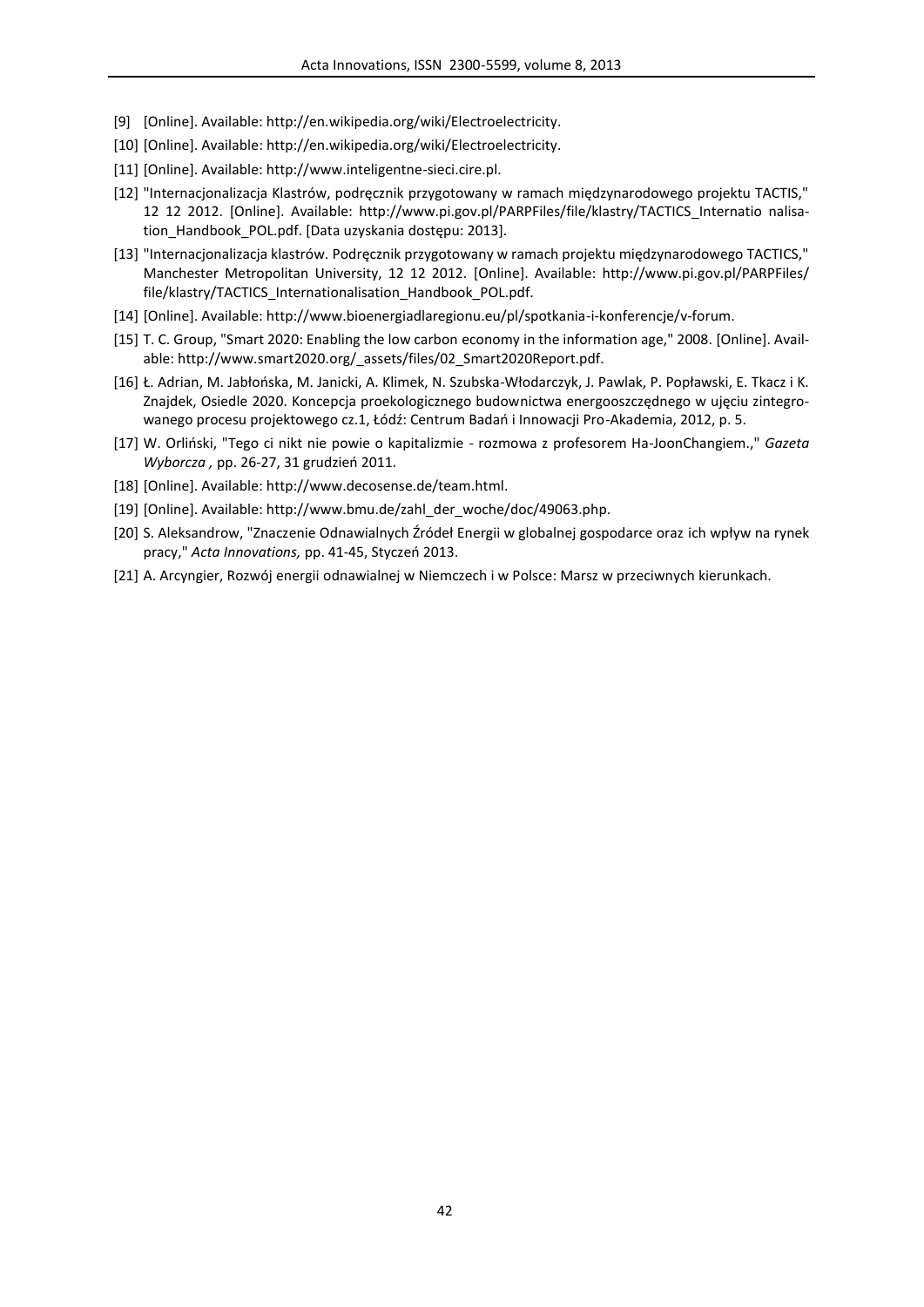[9] [Online]. Available: http://en.wikipedia.org/wiki/Electroelectricity.

[10] [Online]. Available: http://en.wikipedia.org/wiki/Electroelectricity.

[11] [Online]. Available: http://www.inteligentne-sieci.cire.pl.

[12] "Internacjonalizacja Klastrów, podręcznik przygotowany w ramach międzynarodowego projektu TACTIS," 12 12 2012. [Online]. Available: http://www.pi.gov.pl/PARPFiles/file/klastry/TACTICS_Internatio nalisation_Handbook_POL.pdf. [Data uzyskania dostępu: 2013].

[13] "Internacjonalizacja klastrów. Podręcznik przygotowany w ramach projektu międzynarodowego TACTICS," Manchester Metropolitan University, 12 12 2012. [Online]. Available: http://www.pi.gov.pl/PARPFiles/file/klastry/TACTICS_Internationalisation_Handbook_POL.pdf.

[14] [Online]. Available: http://www.bioenergiadlaregionu.eu/pl/spotkania-i-konferencje/v-forum.

[15] T. C. Group, "Smart 2020: Enabling the low carbon economy in the information age," 2008. [Online]. Available: http://www.smart2020.org/_assets/files/02_Smart2020Report.pdf.

[16] Ł. Adrian, M. Jabłońska, M. Janicki, A. Klimek, N. Szubska-Włodarczyk, J. Pawlak, P. Popławski, E. Tkacz i K. Znajdek, Osiedle 2020. Koncepcja proekologicznego budownictwa energooszczędnego w ujęciu zintegrowanego procesu projektowego cz.1, Łódź: Centrum Badań i Innowacji Pro-Akademia, 2012, p. 5.

[17] W. Orliński, "Tego ci nikt nie powie o kapitalizmie - rozmowa z profesorem Ha-JoonChangiem.," *Gazeta Wyborcza ,* pp. 26-27, 31 grudzień 2011.

[18] [Online]. Available: http://www.decosense.de/team.html.

[19] [Online]. Available: http://www.bmu.de/zahl_der_woche/doc/49063.php.

[20] S. Aleksandrow, "Znaczenie Odnawialnych Źródeł Energii w globalnej gospodarce oraz ich wpływ na rynek pracy," *Acta Innovations,* pp. 41-45, Styczeń 2013.

[21] A. Arcyngier, Rozwój energii odnawialnej w Niemczech i w Polsce: Marsz w przeciwnych kierunkach.